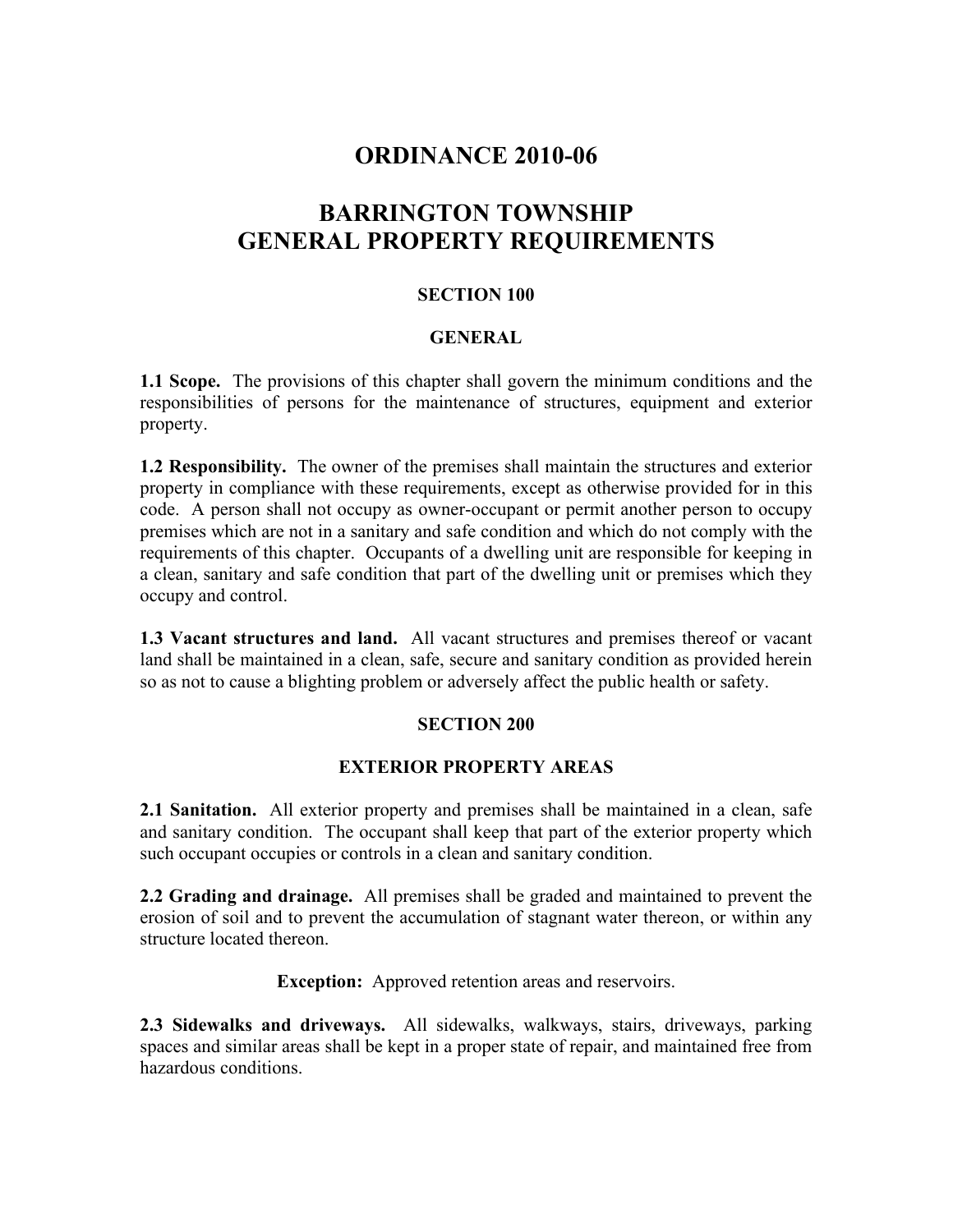# ORDINANCE 2010-06

# BARRINGTON TOWNSHIP
# GENERAL PROPERTY REQUIREMENTS

## SECTION 100

## GENERAL

**1.1 Scope.** The provisions of this chapter shall govern the minimum conditions and the responsibilities of persons for the maintenance of structures, equipment and exterior property.

**1.2 Responsibility.** The owner of the premises shall maintain the structures and exterior property in compliance with these requirements, except as otherwise provided for in this code. A person shall not occupy as owner-occupant or permit another person to occupy premises which are not in a sanitary and safe condition and which do not comply with the requirements of this chapter. Occupants of a dwelling unit are responsible for keeping in a clean, sanitary and safe condition that part of the dwelling unit or premises which they occupy and control.

**1.3 Vacant structures and land.** All vacant structures and premises thereof or vacant land shall be maintained in a clean, safe, secure and sanitary condition as provided herein so as not to cause a blighting problem or adversely affect the public health or safety.

## SECTION 200

## EXTERIOR PROPERTY AREAS

**2.1 Sanitation.** All exterior property and premises shall be maintained in a clean, safe and sanitary condition. The occupant shall keep that part of the exterior property which such occupant occupies or controls in a clean and sanitary condition.

**2.2 Grading and drainage.** All premises shall be graded and maintained to prevent the erosion of soil and to prevent the accumulation of stagnant water thereon, or within any structure located thereon.

**Exception:** Approved retention areas and reservoirs.

**2.3 Sidewalks and driveways.** All sidewalks, walkways, stairs, driveways, parking spaces and similar areas shall be kept in a proper state of repair, and maintained free from hazardous conditions.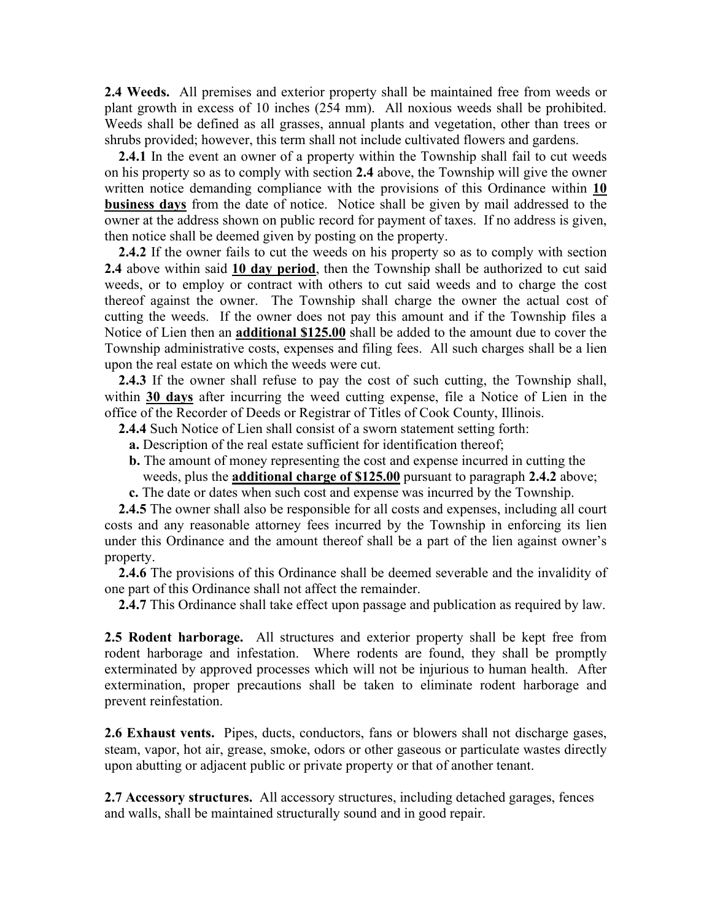**2.4 Weeds.** All premises and exterior property shall be maintained free from weeds or plant growth in excess of 10 inches (254 mm). All noxious weeds shall be prohibited. Weeds shall be defined as all grasses, annual plants and vegetation, other than trees or shrubs provided; however, this term shall not include cultivated flowers and gardens.

**2.4.1** In the event an owner of a property within the Township shall fail to cut weeds on his property so as to comply with section **2.4** above, the Township will give the owner written notice demanding compliance with the provisions of this Ordinance within **10 business days** from the date of notice. Notice shall be given by mail addressed to the owner at the address shown on public record for payment of taxes. If no address is given, then notice shall be deemed given by posting on the property.

**2.4.2** If the owner fails to cut the weeds on his property so as to comply with section **2.4** above within said **10 day period**, then the Township shall be authorized to cut said weeds, or to employ or contract with others to cut said weeds and to charge the cost thereof against the owner. The Township shall charge the owner the actual cost of cutting the weeds. If the owner does not pay this amount and if the Township files a Notice of Lien then an **additional $125.00** shall be added to the amount due to cover the Township administrative costs, expenses and filing fees. All such charges shall be a lien upon the real estate on which the weeds were cut.

**2.4.3** If the owner shall refuse to pay the cost of such cutting, the Township shall, within **30 days** after incurring the weed cutting expense, file a Notice of Lien in the office of the Recorder of Deeds or Registrar of Titles of Cook County, Illinois.

**2.4.4** Such Notice of Lien shall consist of a sworn statement setting forth:

- **a.** Description of the real estate sufficient for identification thereof;
- **b.** The amount of money representing the cost and expense incurred in cutting the weeds, plus the **additional charge of $125.00** pursuant to paragraph **2.4.2** above;
- **c.** The date or dates when such cost and expense was incurred by the Township.

**2.4.5** The owner shall also be responsible for all costs and expenses, including all court costs and any reasonable attorney fees incurred by the Township in enforcing its lien under this Ordinance and the amount thereof shall be a part of the lien against owner's property.

**2.4.6** The provisions of this Ordinance shall be deemed severable and the invalidity of one part of this Ordinance shall not affect the remainder.

**2.4.7** This Ordinance shall take effect upon passage and publication as required by law.

**2.5 Rodent harborage.** All structures and exterior property shall be kept free from rodent harborage and infestation. Where rodents are found, they shall be promptly exterminated by approved processes which will not be injurious to human health. After extermination, proper precautions shall be taken to eliminate rodent harborage and prevent reinfestation.

**2.6 Exhaust vents.** Pipes, ducts, conductors, fans or blowers shall not discharge gases, steam, vapor, hot air, grease, smoke, odors or other gaseous or particulate wastes directly upon abutting or adjacent public or private property or that of another tenant.

**2.7 Accessory structures.** All accessory structures, including detached garages, fences and walls, shall be maintained structurally sound and in good repair.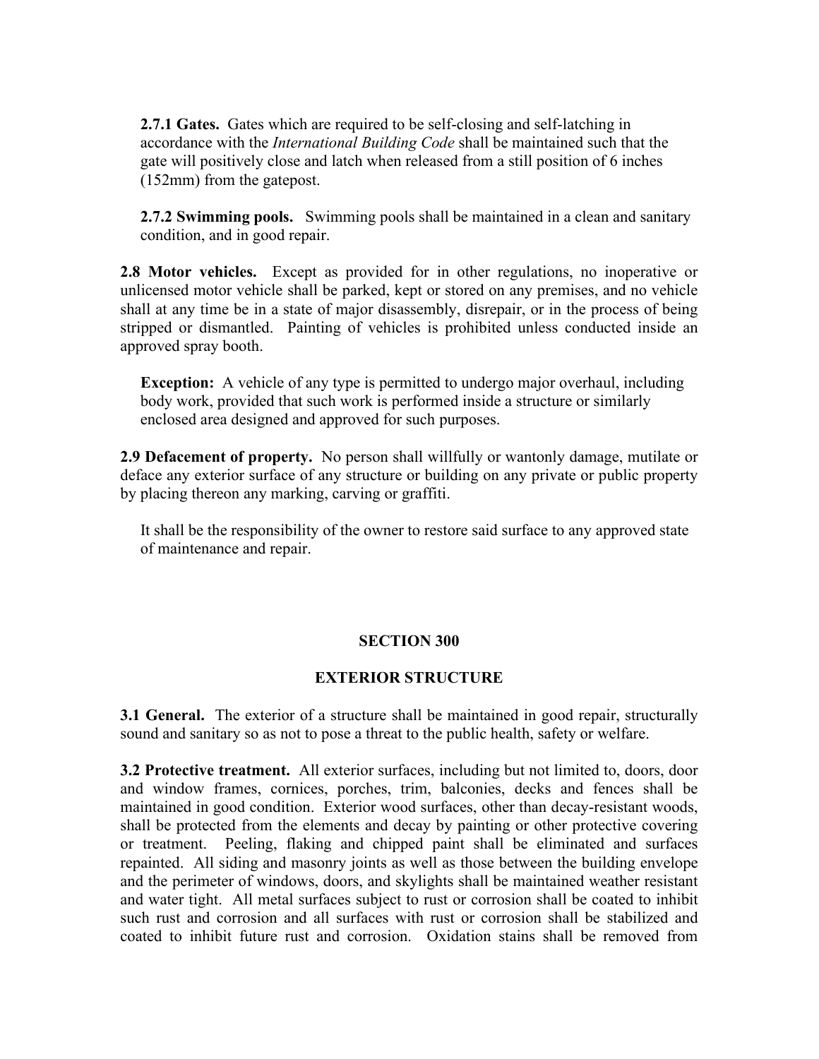**2.7.1 Gates.** Gates which are required to be self-closing and self-latching in accordance with the *International Building Code* shall be maintained such that the gate will positively close and latch when released from a still position of 6 inches (152mm) from the gatepost.

**2.7.2 Swimming pools.** Swimming pools shall be maintained in a clean and sanitary condition, and in good repair.

**2.8 Motor vehicles.** Except as provided for in other regulations, no inoperative or unlicensed motor vehicle shall be parked, kept or stored on any premises, and no vehicle shall at any time be in a state of major disassembly, disrepair, or in the process of being stripped or dismantled. Painting of vehicles is prohibited unless conducted inside an approved spray booth.

**Exception:** A vehicle of any type is permitted to undergo major overhaul, including body work, provided that such work is performed inside a structure or similarly enclosed area designed and approved for such purposes.

**2.9 Defacement of property.** No person shall willfully or wantonly damage, mutilate or deface any exterior surface of any structure or building on any private or public property by placing thereon any marking, carving or graffiti.

It shall be the responsibility of the owner to restore said surface to any approved state of maintenance and repair.

## SECTION 300

## EXTERIOR STRUCTURE

**3.1 General.** The exterior of a structure shall be maintained in good repair, structurally sound and sanitary so as not to pose a threat to the public health, safety or welfare.

**3.2 Protective treatment.** All exterior surfaces, including but not limited to, doors, door and window frames, cornices, porches, trim, balconies, decks and fences shall be maintained in good condition. Exterior wood surfaces, other than decay-resistant woods, shall be protected from the elements and decay by painting or other protective covering or treatment. Peeling, flaking and chipped paint shall be eliminated and surfaces repainted. All siding and masonry joints as well as those between the building envelope and the perimeter of windows, doors, and skylights shall be maintained weather resistant and water tight. All metal surfaces subject to rust or corrosion shall be coated to inhibit such rust and corrosion and all surfaces with rust or corrosion shall be stabilized and coated to inhibit future rust and corrosion. Oxidation stains shall be removed from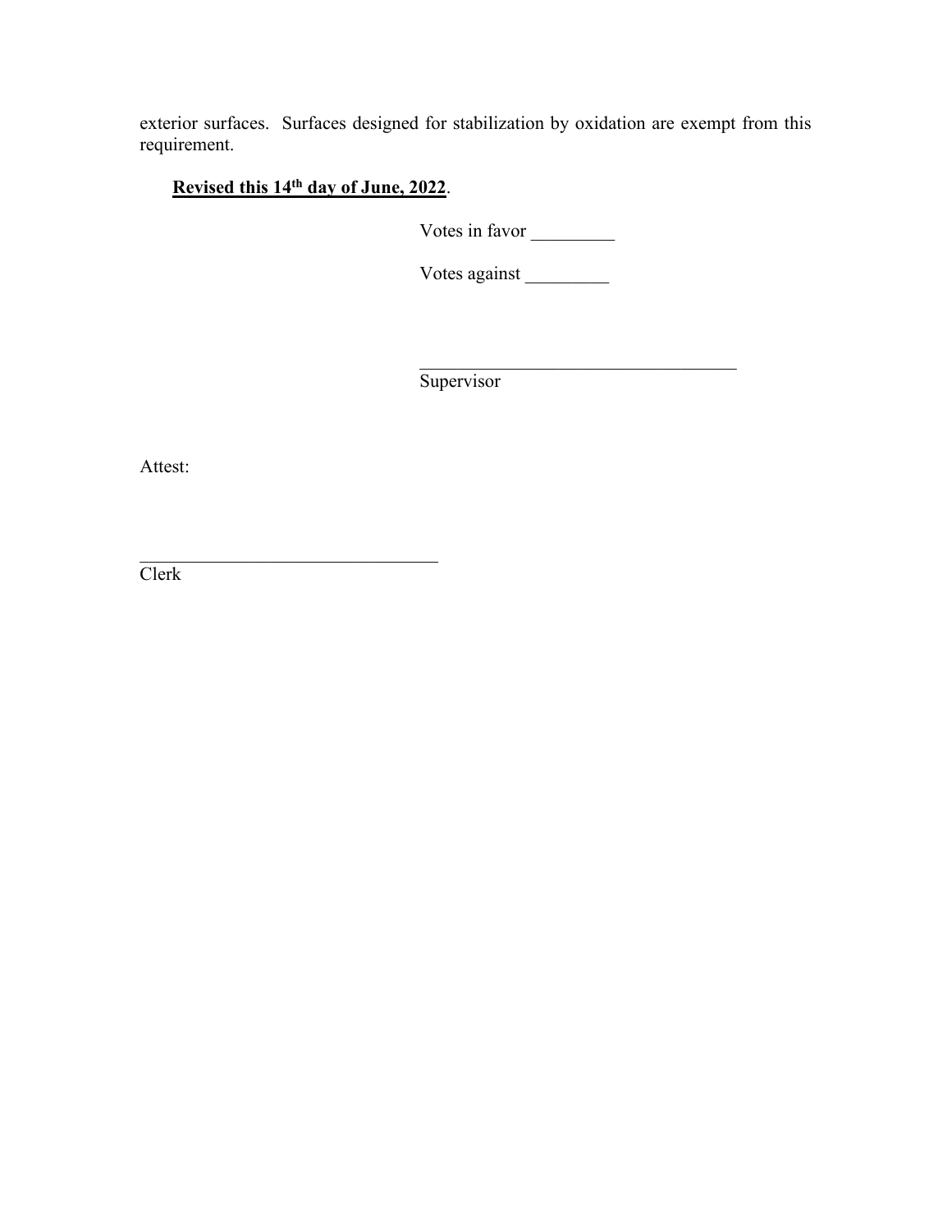exterior surfaces. Surfaces designed for stabilization by oxidation are exempt from this requirement.

**Revised this 14th day of June, 2022**.

Votes in favor _________

Votes against _________

____________________________________
Supervisor

Attest:

________________________________
Clerk